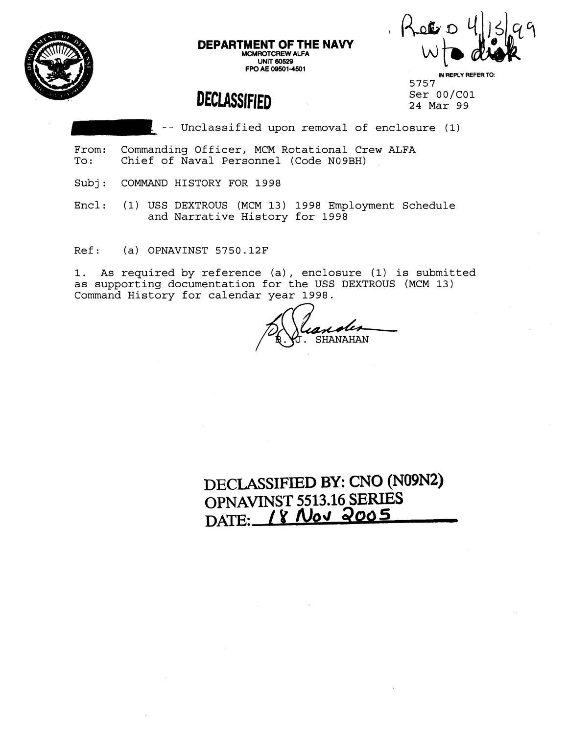**DEPARTMENT OF THE NAVY**
MCMROTCREW ALFA
UNIT 60529
FPO AE 09501-4501

Recd 4/13/99
w/ disk

IN REPLY REFER TO:
5757
Ser 00/C01
24 Mar 99

**DECLASSIFIED**

-- Unclassified upon removal of enclosure (1)

From: Commanding Officer, MCM Rotational Crew ALFA
To: Chief of Naval Personnel (Code N09BH)

Subj: COMMAND HISTORY FOR 1998

Encl: (1) USS DEXTROUS (MCM 13) 1998 Employment Schedule and Narrative History for 1998

Ref: (a) OPNAVINST 5750.12F

1. As required by reference (a), enclosure (1) is submitted as supporting documentation for the USS DEXTROUS (MCM 13) Command History for calendar year 1998.

R. J. SHANAHAN

**DECLASSIFIED BY: CNO (N09N2)**
**OPNAVINST 5513.16 SERIES**
**DATE: 18 Nov 2005**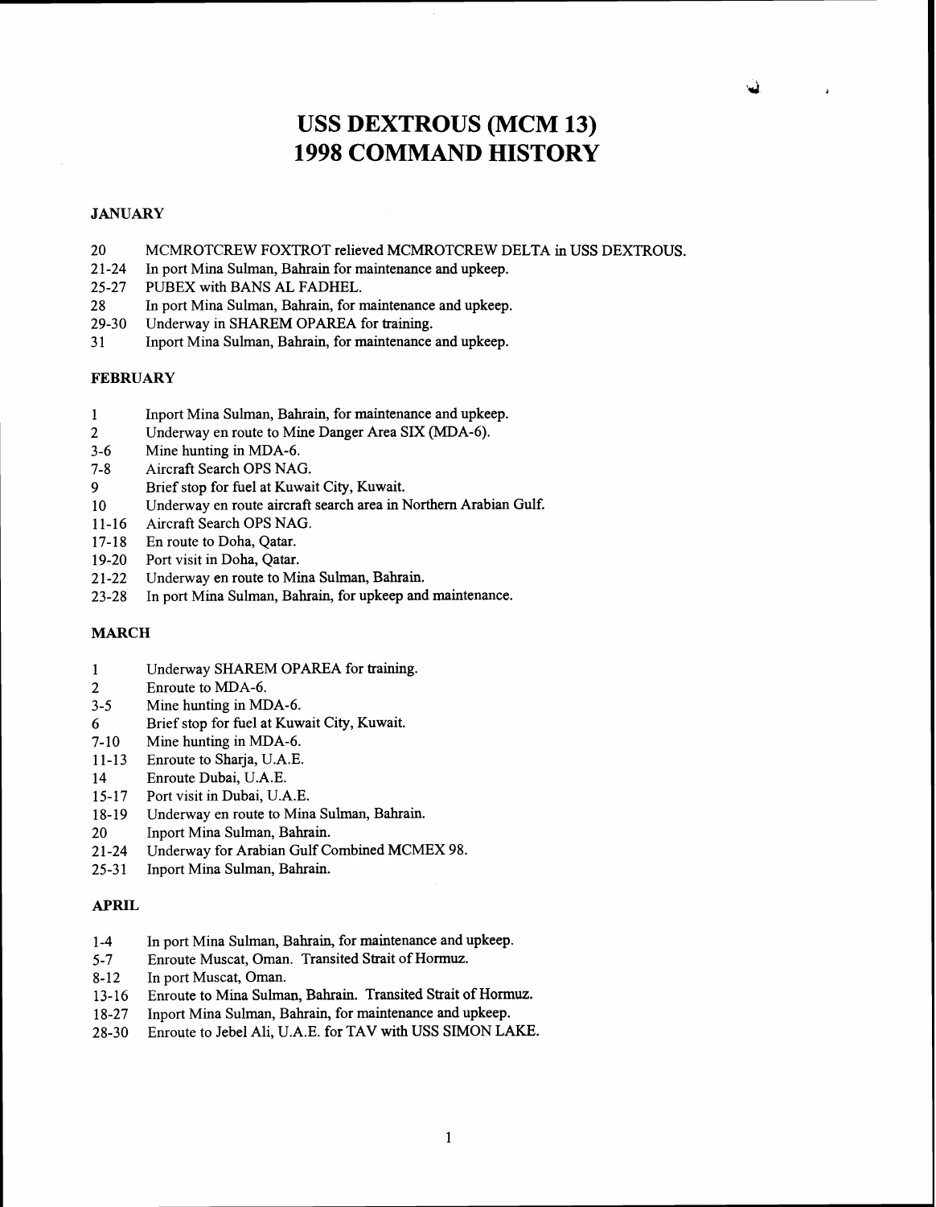# USS DEXTROUS (MCM 13)
# 1998 COMMAND HISTORY

### JANUARY

| | |
|---|---|
| 20 | MCMROTCREW FOXTROT relieved MCMROTCREW DELTA in USS DEXTROUS. |
| 21-24 | In port Mina Sulman, Bahrain for maintenance and upkeep. |
| 25-27 | PUBEX with BANS AL FADHEL. |
| 28 | In port Mina Sulman, Bahrain, for maintenance and upkeep. |
| 29-30 | Underway in SHAREM OPAREA for training. |
| 31 | Inport Mina Sulman, Bahrain, for maintenance and upkeep. |

### FEBRUARY

| | |
|---|---|
| 1 | Inport Mina Sulman, Bahrain, for maintenance and upkeep. |
| 2 | Underway en route to Mine Danger Area SIX (MDA-6). |
| 3-6 | Mine hunting in MDA-6. |
| 7-8 | Aircraft Search OPS NAG. |
| 9 | Brief stop for fuel at Kuwait City, Kuwait. |
| 10 | Underway en route aircraft search area in Northern Arabian Gulf. |
| 11-16 | Aircraft Search OPS NAG. |
| 17-18 | En route to Doha, Qatar. |
| 19-20 | Port visit in Doha, Qatar. |
| 21-22 | Underway en route to Mina Sulman, Bahrain. |
| 23-28 | In port Mina Sulman, Bahrain, for upkeep and maintenance. |

### MARCH

| | |
|---|---|
| 1 | Underway SHAREM OPAREA for training. |
| 2 | Enroute to MDA-6. |
| 3-5 | Mine hunting in MDA-6. |
| 6 | Brief stop for fuel at Kuwait City, Kuwait. |
| 7-10 | Mine hunting in MDA-6. |
| 11-13 | Enroute to Sharja, U.A.E. |
| 14 | Enroute Dubai, U.A.E. |
| 15-17 | Port visit in Dubai, U.A.E. |
| 18-19 | Underway en route to Mina Sulman, Bahrain. |
| 20 | Inport Mina Sulman, Bahrain. |
| 21-24 | Underway for Arabian Gulf Combined MCMEX 98. |
| 25-31 | Inport Mina Sulman, Bahrain. |

### APRIL

| | |
|---|---|
| 1-4 | In port Mina Sulman, Bahrain, for maintenance and upkeep. |
| 5-7 | Enroute Muscat, Oman. Transited Strait of Hormuz. |
| 8-12 | In port Muscat, Oman. |
| 13-16 | Enroute to Mina Sulman, Bahrain. Transited Strait of Hormuz. |
| 18-27 | Inport Mina Sulman, Bahrain, for maintenance and upkeep. |
| 28-30 | Enroute to Jebel Ali, U.A.E. for TAV with USS SIMON LAKE. |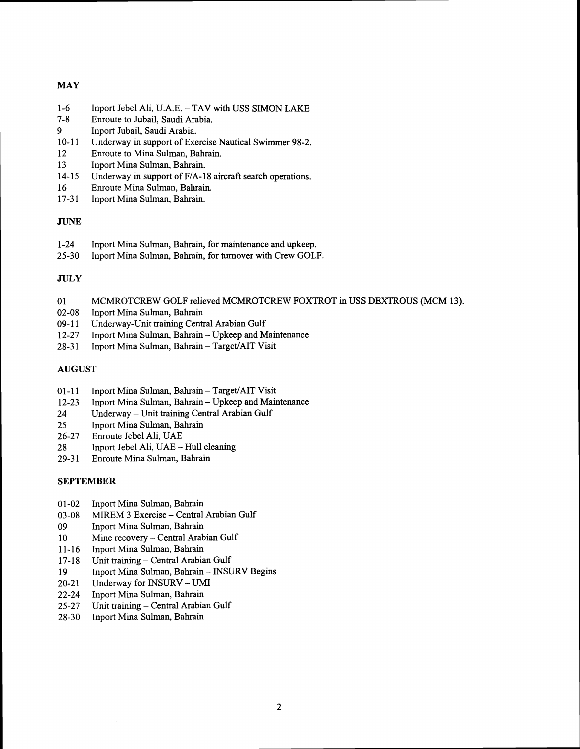## MAY

- 1-6 Inport Jebel Ali, U.A.E. – TAV with USS SIMON LAKE
- 7-8 Enroute to Jubail, Saudi Arabia.
- 9 Inport Jubail, Saudi Arabia.
- 10-11 Underway in support of Exercise Nautical Swimmer 98-2.
- 12 Enroute to Mina Sulman, Bahrain.
- 13 Inport Mina Sulman, Bahrain.
- 14-15 Underway in support of F/A-18 aircraft search operations.
- 16 Enroute Mina Sulman, Bahrain.
- 17-31 Inport Mina Sulman, Bahrain.

## JUNE

- 1-24 Inport Mina Sulman, Bahrain, for maintenance and upkeep.
- 25-30 Inport Mina Sulman, Bahrain, for turnover with Crew GOLF.

## JULY

- 01 MCMROTCREW GOLF relieved MCMROTCREW FOXTROT in USS DEXTROUS (MCM 13).
- 02-08 Inport Mina Sulman, Bahrain
- 09-11 Underway-Unit training Central Arabian Gulf
- 12-27 Inport Mina Sulman, Bahrain – Upkeep and Maintenance
- 28-31 Inport Mina Sulman, Bahrain – Target/AIT Visit

## AUGUST

- 01-11 Inport Mina Sulman, Bahrain – Target/AIT Visit
- 12-23 Inport Mina Sulman, Bahrain – Upkeep and Maintenance
- 24 Underway – Unit training Central Arabian Gulf
- 25 Inport Mina Sulman, Bahrain
- 26-27 Enroute Jebel Ali, UAE
- 28 Inport Jebel Ali, UAE – Hull cleaning
- 29-31 Enroute Mina Sulman, Bahrain

## SEPTEMBER

- 01-02 Inport Mina Sulman, Bahrain
- 03-08 MIREM 3 Exercise – Central Arabian Gulf
- 09 Inport Mina Sulman, Bahrain
- 10 Mine recovery – Central Arabian Gulf
- 11-16 Inport Mina Sulman, Bahrain
- 17-18 Unit training – Central Arabian Gulf
- 19 Inport Mina Sulman, Bahrain – INSURV Begins
- 20-21 Underway for INSURV – UMI
- 22-24 Inport Mina Sulman, Bahrain
- 25-27 Unit training – Central Arabian Gulf
- 28-30 Inport Mina Sulman, Bahrain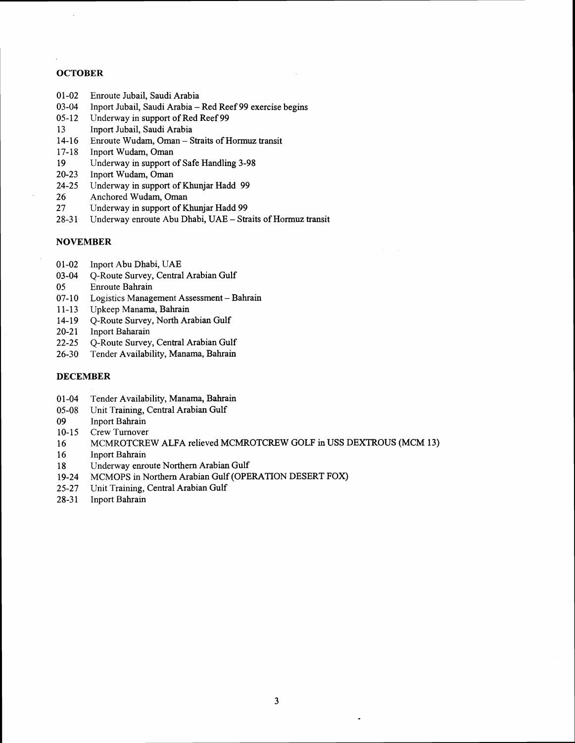**OCTOBER**

01-02 Enroute Jubail, Saudi Arabia
03-04 Inport Jubail, Saudi Arabia – Red Reef 99 exercise begins
05-12 Underway in support of Red Reef 99
13 Inport Jubail, Saudi Arabia
14-16 Enroute Wudam, Oman – Straits of Hormuz transit
17-18 Inport Wudam, Oman
19 Underway in support of Safe Handling 3-98
20-23 Inport Wudam, Oman
24-25 Underway in support of Khunjar Hadd 99
26 Anchored Wudam, Oman
27 Underway in support of Khunjar Hadd 99
28-31 Underway enroute Abu Dhabi, UAE – Straits of Hormuz transit

**NOVEMBER**

01-02 Inport Abu Dhabi, UAE
03-04 Q-Route Survey, Central Arabian Gulf
05 Enroute Bahrain
07-10 Logistics Management Assessment – Bahrain
11-13 Upkeep Manama, Bahrain
14-19 Q-Route Survey, North Arabian Gulf
20-21 Inport Baharain
22-25 Q-Route Survey, Central Arabian Gulf
26-30 Tender Availability, Manama, Bahrain

**DECEMBER**

01-04 Tender Availability, Manama, Bahrain
05-08 Unit Training, Central Arabian Gulf
09 Inport Bahrain
10-15 Crew Turnover
16 MCMROTCREW ALFA relieved MCMROTCREW GOLF in USS DEXTROUS (MCM 13)
16 Inport Bahrain
18 Underway enroute Northern Arabian Gulf
19-24 MCMOPS in Northern Arabian Gulf (OPERATION DESERT FOX)
25-27 Unit Training, Central Arabian Gulf
28-31 Inport Bahrain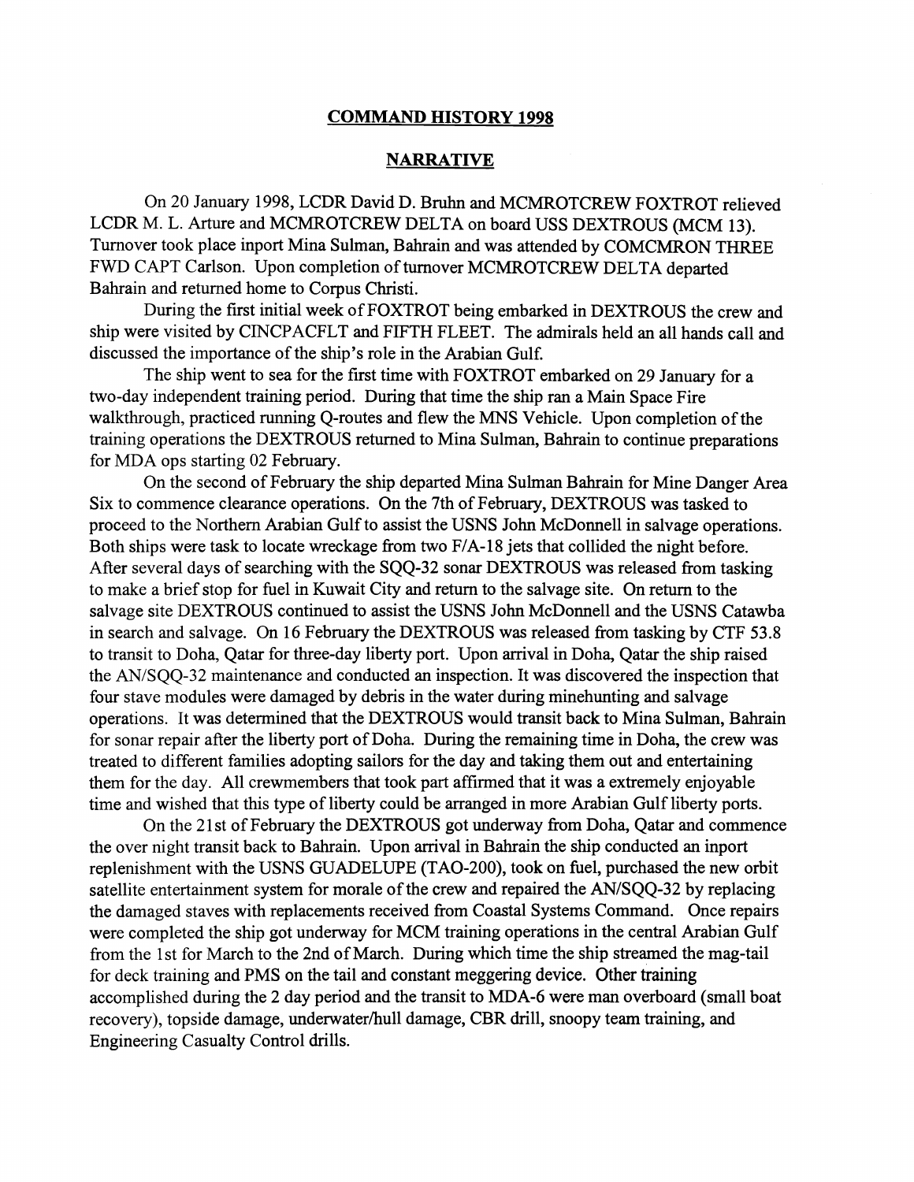## COMMAND HISTORY 1998

## NARRATIVE

On 20 January 1998, LCDR David D. Bruhn and MCMROTCREW FOXTROT relieved LCDR M. L. Arture and MCMROTCREW DELTA on board USS DEXTROUS (MCM 13). Turnover took place inport Mina Sulman, Bahrain and was attended by COMCMRON THREE FWD CAPT Carlson. Upon completion of turnover MCMROTCREW DELTA departed Bahrain and returned home to Corpus Christi.

During the first initial week of FOXTROT being embarked in DEXTROUS the crew and ship were visited by CINCPACFLT and FIFTH FLEET. The admirals held an all hands call and discussed the importance of the ship's role in the Arabian Gulf.

The ship went to sea for the first time with FOXTROT embarked on 29 January for a two-day independent training period. During that time the ship ran a Main Space Fire walkthrough, practiced running Q-routes and flew the MNS Vehicle. Upon completion of the training operations the DEXTROUS returned to Mina Sulman, Bahrain to continue preparations for MDA ops starting 02 February.

On the second of February the ship departed Mina Sulman Bahrain for Mine Danger Area Six to commence clearance operations. On the 7th of February, DEXTROUS was tasked to proceed to the Northern Arabian Gulf to assist the USNS John McDonnell in salvage operations. Both ships were task to locate wreckage from two F/A-18 jets that collided the night before. After several days of searching with the SQQ-32 sonar DEXTROUS was released from tasking to make a brief stop for fuel in Kuwait City and return to the salvage site. On return to the salvage site DEXTROUS continued to assist the USNS John McDonnell and the USNS Catawba in search and salvage. On 16 February the DEXTROUS was released from tasking by CTF 53.8 to transit to Doha, Qatar for three-day liberty port. Upon arrival in Doha, Qatar the ship raised the AN/SQQ-32 maintenance and conducted an inspection. It was discovered the inspection that four stave modules were damaged by debris in the water during minehunting and salvage operations. It was determined that the DEXTROUS would transit back to Mina Sulman, Bahrain for sonar repair after the liberty port of Doha. During the remaining time in Doha, the crew was treated to different families adopting sailors for the day and taking them out and entertaining them for the day. All crewmembers that took part affirmed that it was a extremely enjoyable time and wished that this type of liberty could be arranged in more Arabian Gulf liberty ports.

On the 21st of February the DEXTROUS got underway from Doha, Qatar and commence the over night transit back to Bahrain. Upon arrival in Bahrain the ship conducted an inport replenishment with the USNS GUADELUPE (TAO-200), took on fuel, purchased the new orbit satellite entertainment system for morale of the crew and repaired the AN/SQQ-32 by replacing the damaged staves with replacements received from Coastal Systems Command. Once repairs were completed the ship got underway for MCM training operations in the central Arabian Gulf from the 1st for March to the 2nd of March. During which time the ship streamed the mag-tail for deck training and PMS on the tail and constant meggering device. Other training accomplished during the 2 day period and the transit to MDA-6 were man overboard (small boat recovery), topside damage, underwater/hull damage, CBR drill, snoopy team training, and Engineering Casualty Control drills.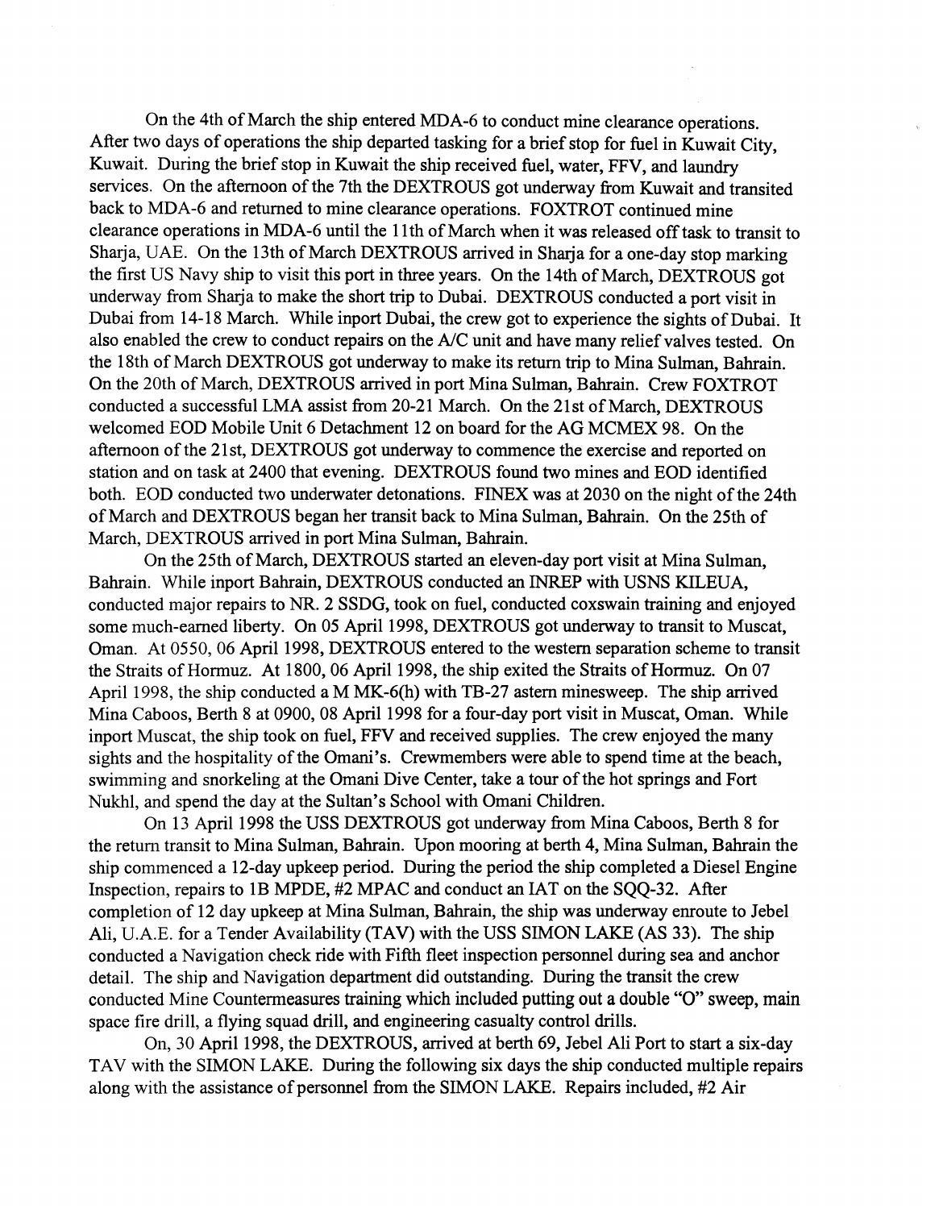On the 4th of March the ship entered MDA-6 to conduct mine clearance operations. After two days of operations the ship departed tasking for a brief stop for fuel in Kuwait City, Kuwait. During the brief stop in Kuwait the ship received fuel, water, FFV, and laundry services. On the afternoon of the 7th the DEXTROUS got underway from Kuwait and transited back to MDA-6 and returned to mine clearance operations. FOXTROT continued mine clearance operations in MDA-6 until the 11th of March when it was released off task to transit to Sharja, UAE. On the 13th of March DEXTROUS arrived in Sharja for a one-day stop marking the first US Navy ship to visit this port in three years. On the 14th of March, DEXTROUS got underway from Sharja to make the short trip to Dubai. DEXTROUS conducted a port visit in Dubai from 14-18 March. While inport Dubai, the crew got to experience the sights of Dubai. It also enabled the crew to conduct repairs on the A/C unit and have many relief valves tested. On the 18th of March DEXTROUS got underway to make its return trip to Mina Sulman, Bahrain. On the 20th of March, DEXTROUS arrived in port Mina Sulman, Bahrain. Crew FOXTROT conducted a successful LMA assist from 20-21 March. On the 21st of March, DEXTROUS welcomed EOD Mobile Unit 6 Detachment 12 on board for the AG MCMEX 98. On the afternoon of the 21st, DEXTROUS got underway to commence the exercise and reported on station and on task at 2400 that evening. DEXTROUS found two mines and EOD identified both. EOD conducted two underwater detonations. FINEX was at 2030 on the night of the 24th of March and DEXTROUS began her transit back to Mina Sulman, Bahrain. On the 25th of March, DEXTROUS arrived in port Mina Sulman, Bahrain.

On the 25th of March, DEXTROUS started an eleven-day port visit at Mina Sulman, Bahrain. While inport Bahrain, DEXTROUS conducted an INREP with USNS KILEUA, conducted major repairs to NR. 2 SSDG, took on fuel, conducted coxswain training and enjoyed some much-earned liberty. On 05 April 1998, DEXTROUS got underway to transit to Muscat, Oman. At 0550, 06 April 1998, DEXTROUS entered to the western separation scheme to transit the Straits of Hormuz. At 1800, 06 April 1998, the ship exited the Straits of Hormuz. On 07 April 1998, the ship conducted a M MK-6(h) with TB-27 astern minesweep. The ship arrived Mina Caboos, Berth 8 at 0900, 08 April 1998 for a four-day port visit in Muscat, Oman. While inport Muscat, the ship took on fuel, FFV and received supplies. The crew enjoyed the many sights and the hospitality of the Omani's. Crewmembers were able to spend time at the beach, swimming and snorkeling at the Omani Dive Center, take a tour of the hot springs and Fort Nukhl, and spend the day at the Sultan's School with Omani Children.

On 13 April 1998 the USS DEXTROUS got underway from Mina Caboos, Berth 8 for the return transit to Mina Sulman, Bahrain. Upon mooring at berth 4, Mina Sulman, Bahrain the ship commenced a 12-day upkeep period. During the period the ship completed a Diesel Engine Inspection, repairs to 1B MPDE, #2 MPAC and conduct an IAT on the SQQ-32. After completion of 12 day upkeep at Mina Sulman, Bahrain, the ship was underway enroute to Jebel Ali, U.A.E. for a Tender Availability (TAV) with the USS SIMON LAKE (AS 33). The ship conducted a Navigation check ride with Fifth fleet inspection personnel during sea and anchor detail. The ship and Navigation department did outstanding. During the transit the crew conducted Mine Countermeasures training which included putting out a double "O" sweep, main space fire drill, a flying squad drill, and engineering casualty control drills.

On, 30 April 1998, the DEXTROUS, arrived at berth 69, Jebel Ali Port to start a six-day TAV with the SIMON LAKE. During the following six days the ship conducted multiple repairs along with the assistance of personnel from the SIMON LAKE. Repairs included, #2 Air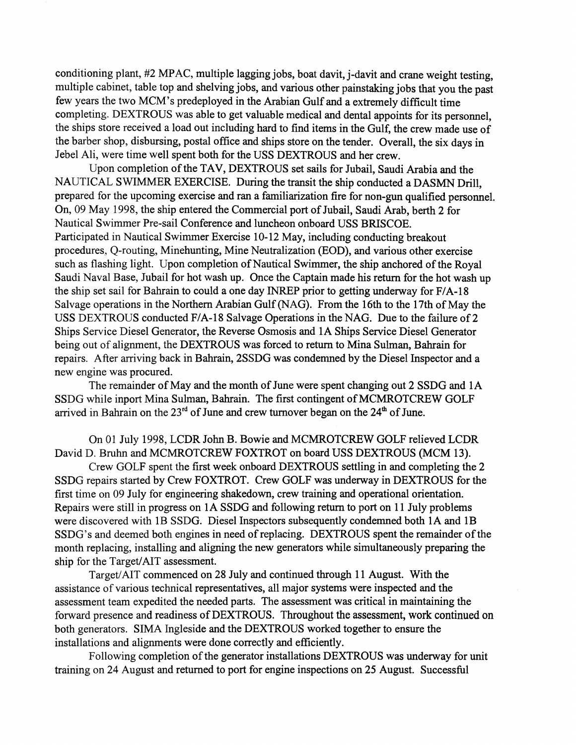conditioning plant, #2 MPAC, multiple lagging jobs, boat davit, j-davit and crane weight testing, multiple cabinet, table top and shelving jobs, and various other painstaking jobs that you the past few years the two MCM's predeployed in the Arabian Gulf and a extremely difficult time completing. DEXTROUS was able to get valuable medical and dental appoints for its personnel, the ships store received a load out including hard to find items in the Gulf, the crew made use of the barber shop, disbursing, postal office and ships store on the tender. Overall, the six days in Jebel Ali, were time well spent both for the USS DEXTROUS and her crew.

Upon completion of the TAV, DEXTROUS set sails for Jubail, Saudi Arabia and the NAUTICAL SWIMMER EXERCISE. During the transit the ship conducted a DASMN Drill, prepared for the upcoming exercise and ran a familiarization fire for non-gun qualified personnel. On, 09 May 1998, the ship entered the Commercial port of Jubail, Saudi Arab, berth 2 for Nautical Swimmer Pre-sail Conference and luncheon onboard USS BRISCOE. Participated in Nautical Swimmer Exercise 10-12 May, including conducting breakout procedures, Q-routing, Minehunting, Mine Neutralization (EOD), and various other exercise such as flashing light. Upon completion of Nautical Swimmer, the ship anchored of the Royal Saudi Naval Base, Jubail for hot wash up. Once the Captain made his return for the hot wash up the ship set sail for Bahrain to could a one day INREP prior to getting underway for F/A-18 Salvage operations in the Northern Arabian Gulf (NAG). From the 16th to the 17th of May the USS DEXTROUS conducted F/A-18 Salvage Operations in the NAG. Due to the failure of 2 Ships Service Diesel Generator, the Reverse Osmosis and 1A Ships Service Diesel Generator being out of alignment, the DEXTROUS was forced to return to Mina Sulman, Bahrain for repairs. After arriving back in Bahrain, 2SSDG was condemned by the Diesel Inspector and a new engine was procured.

The remainder of May and the month of June were spent changing out 2 SSDG and 1A SSDG while inport Mina Sulman, Bahrain. The first contingent of MCMROTCREW GOLF arrived in Bahrain on the 23rd of June and crew turnover began on the 24th of June.

On 01 July 1998, LCDR John B. Bowie and MCMROTCREW GOLF relieved LCDR David D. Bruhn and MCMROTCREW FOXTROT on board USS DEXTROUS (MCM 13).

Crew GOLF spent the first week onboard DEXTROUS settling in and completing the 2 SSDG repairs started by Crew FOXTROT. Crew GOLF was underway in DEXTROUS for the first time on 09 July for engineering shakedown, crew training and operational orientation. Repairs were still in progress on 1A SSDG and following return to port on 11 July problems were discovered with 1B SSDG. Diesel Inspectors subsequently condemned both 1A and 1B SSDG's and deemed both engines in need of replacing. DEXTROUS spent the remainder of the month replacing, installing and aligning the new generators while simultaneously preparing the ship for the Target/AIT assessment.

Target/AIT commenced on 28 July and continued through 11 August. With the assistance of various technical representatives, all major systems were inspected and the assessment team expedited the needed parts. The assessment was critical in maintaining the forward presence and readiness of DEXTROUS. Throughout the assessment, work continued on both generators. SIMA Ingleside and the DEXTROUS worked together to ensure the installations and alignments were done correctly and efficiently.

Following completion of the generator installations DEXTROUS was underway for unit training on 24 August and returned to port for engine inspections on 25 August. Successful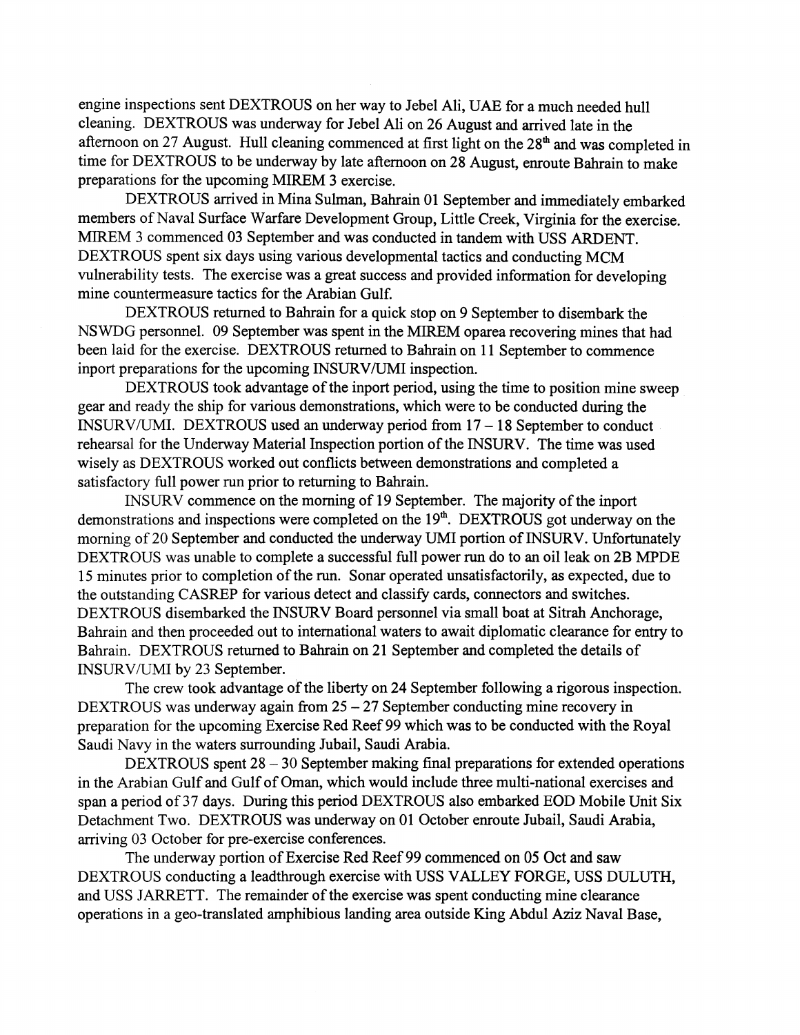engine inspections sent DEXTROUS on her way to Jebel Ali, UAE for a much needed hull cleaning. DEXTROUS was underway for Jebel Ali on 26 August and arrived late in the afternoon on 27 August. Hull cleaning commenced at first light on the 28th and was completed in time for DEXTROUS to be underway by late afternoon on 28 August, enroute Bahrain to make preparations for the upcoming MIREM 3 exercise.

DEXTROUS arrived in Mina Sulman, Bahrain 01 September and immediately embarked members of Naval Surface Warfare Development Group, Little Creek, Virginia for the exercise. MIREM 3 commenced 03 September and was conducted in tandem with USS ARDENT. DEXTROUS spent six days using various developmental tactics and conducting MCM vulnerability tests. The exercise was a great success and provided information for developing mine countermeasure tactics for the Arabian Gulf.

DEXTROUS returned to Bahrain for a quick stop on 9 September to disembark the NSWDG personnel. 09 September was spent in the MIREM oparea recovering mines that had been laid for the exercise. DEXTROUS returned to Bahrain on 11 September to commence inport preparations for the upcoming INSURV/UMI inspection.

DEXTROUS took advantage of the inport period, using the time to position mine sweep gear and ready the ship for various demonstrations, which were to be conducted during the INSURV/UMI. DEXTROUS used an underway period from 17 – 18 September to conduct rehearsal for the Underway Material Inspection portion of the INSURV. The time was used wisely as DEXTROUS worked out conflicts between demonstrations and completed a satisfactory full power run prior to returning to Bahrain.

INSURV commence on the morning of 19 September. The majority of the inport demonstrations and inspections were completed on the 19th. DEXTROUS got underway on the morning of 20 September and conducted the underway UMI portion of INSURV. Unfortunately DEXTROUS was unable to complete a successful full power run do to an oil leak on 2B MPDE 15 minutes prior to completion of the run. Sonar operated unsatisfactorily, as expected, due to the outstanding CASREP for various detect and classify cards, connectors and switches. DEXTROUS disembarked the INSURV Board personnel via small boat at Sitrah Anchorage, Bahrain and then proceeded out to international waters to await diplomatic clearance for entry to Bahrain. DEXTROUS returned to Bahrain on 21 September and completed the details of INSURV/UMI by 23 September.

The crew took advantage of the liberty on 24 September following a rigorous inspection. DEXTROUS was underway again from 25 – 27 September conducting mine recovery in preparation for the upcoming Exercise Red Reef 99 which was to be conducted with the Royal Saudi Navy in the waters surrounding Jubail, Saudi Arabia.

DEXTROUS spent 28 – 30 September making final preparations for extended operations in the Arabian Gulf and Gulf of Oman, which would include three multi-national exercises and span a period of 37 days. During this period DEXTROUS also embarked EOD Mobile Unit Six Detachment Two. DEXTROUS was underway on 01 October enroute Jubail, Saudi Arabia, arriving 03 October for pre-exercise conferences.

The underway portion of Exercise Red Reef 99 commenced on 05 Oct and saw DEXTROUS conducting a leadthrough exercise with USS VALLEY FORGE, USS DULUTH, and USS JARRETT. The remainder of the exercise was spent conducting mine clearance operations in a geo-translated amphibious landing area outside King Abdul Aziz Naval Base,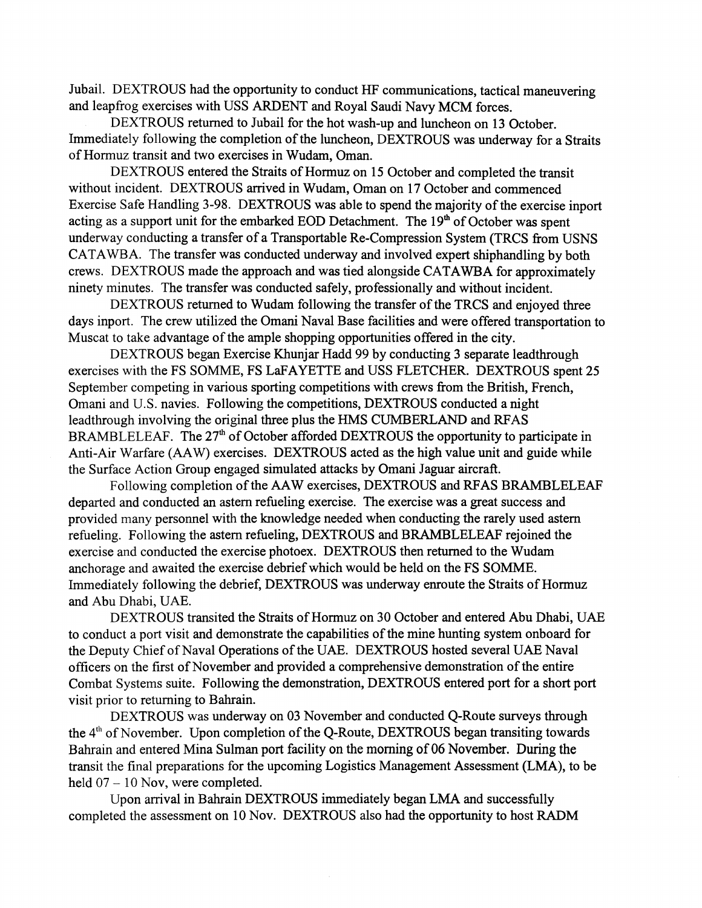Jubail. DEXTROUS had the opportunity to conduct HF communications, tactical maneuvering and leapfrog exercises with USS ARDENT and Royal Saudi Navy MCM forces.

DEXTROUS returned to Jubail for the hot wash-up and luncheon on 13 October. Immediately following the completion of the luncheon, DEXTROUS was underway for a Straits of Hormuz transit and two exercises in Wudam, Oman.

DEXTROUS entered the Straits of Hormuz on 15 October and completed the transit without incident. DEXTROUS arrived in Wudam, Oman on 17 October and commenced Exercise Safe Handling 3-98. DEXTROUS was able to spend the majority of the exercise inport acting as a support unit for the embarked EOD Detachment. The 19th of October was spent underway conducting a transfer of a Transportable Re-Compression System (TRCS from USNS CATAWBA. The transfer was conducted underway and involved expert shiphandling by both crews. DEXTROUS made the approach and was tied alongside CATAWBA for approximately ninety minutes. The transfer was conducted safely, professionally and without incident.

DEXTROUS returned to Wudam following the transfer of the TRCS and enjoyed three days inport. The crew utilized the Omani Naval Base facilities and were offered transportation to Muscat to take advantage of the ample shopping opportunities offered in the city.

DEXTROUS began Exercise Khunjar Hadd 99 by conducting 3 separate leadthrough exercises with the FS SOMME, FS LaFAYETTE and USS FLETCHER. DEXTROUS spent 25 September competing in various sporting competitions with crews from the British, French, Omani and U.S. navies. Following the competitions, DEXTROUS conducted a night leadthrough involving the original three plus the HMS CUMBERLAND and RFAS BRAMBLELEAF. The 27th of October afforded DEXTROUS the opportunity to participate in Anti-Air Warfare (AAW) exercises. DEXTROUS acted as the high value unit and guide while the Surface Action Group engaged simulated attacks by Omani Jaguar aircraft.

Following completion of the AAW exercises, DEXTROUS and RFAS BRAMBLELEAF departed and conducted an astern refueling exercise. The exercise was a great success and provided many personnel with the knowledge needed when conducting the rarely used astern refueling. Following the astern refueling, DEXTROUS and BRAMBLELEAF rejoined the exercise and conducted the exercise photoex. DEXTROUS then returned to the Wudam anchorage and awaited the exercise debrief which would be held on the FS SOMME. Immediately following the debrief, DEXTROUS was underway enroute the Straits of Hormuz and Abu Dhabi, UAE.

DEXTROUS transited the Straits of Hormuz on 30 October and entered Abu Dhabi, UAE to conduct a port visit and demonstrate the capabilities of the mine hunting system onboard for the Deputy Chief of Naval Operations of the UAE. DEXTROUS hosted several UAE Naval officers on the first of November and provided a comprehensive demonstration of the entire Combat Systems suite. Following the demonstration, DEXTROUS entered port for a short port visit prior to returning to Bahrain.

DEXTROUS was underway on 03 November and conducted Q-Route surveys through the 4th of November. Upon completion of the Q-Route, DEXTROUS began transiting towards Bahrain and entered Mina Sulman port facility on the morning of 06 November. During the transit the final preparations for the upcoming Logistics Management Assessment (LMA), to be held 07 – 10 Nov, were completed.

Upon arrival in Bahrain DEXTROUS immediately began LMA and successfully completed the assessment on 10 Nov. DEXTROUS also had the opportunity to host RADM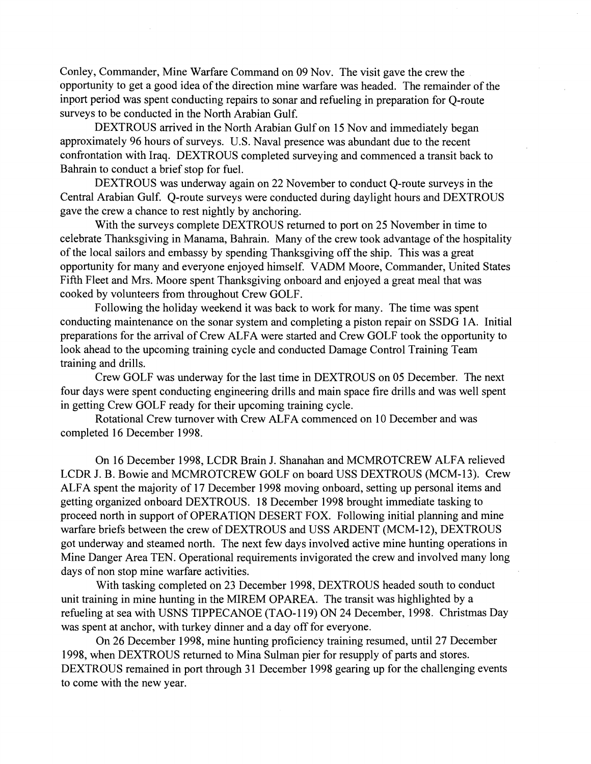Conley, Commander, Mine Warfare Command on 09 Nov. The visit gave the crew the opportunity to get a good idea of the direction mine warfare was headed. The remainder of the inport period was spent conducting repairs to sonar and refueling in preparation for Q-route surveys to be conducted in the North Arabian Gulf.

DEXTROUS arrived in the North Arabian Gulf on 15 Nov and immediately began approximately 96 hours of surveys. U.S. Naval presence was abundant due to the recent confrontation with Iraq. DEXTROUS completed surveying and commenced a transit back to Bahrain to conduct a brief stop for fuel.

DEXTROUS was underway again on 22 November to conduct Q-route surveys in the Central Arabian Gulf. Q-route surveys were conducted during daylight hours and DEXTROUS gave the crew a chance to rest nightly by anchoring.

With the surveys complete DEXTROUS returned to port on 25 November in time to celebrate Thanksgiving in Manama, Bahrain. Many of the crew took advantage of the hospitality of the local sailors and embassy by spending Thanksgiving off the ship. This was a great opportunity for many and everyone enjoyed himself. VADM Moore, Commander, United States Fifth Fleet and Mrs. Moore spent Thanksgiving onboard and enjoyed a great meal that was cooked by volunteers from throughout Crew GOLF.

Following the holiday weekend it was back to work for many. The time was spent conducting maintenance on the sonar system and completing a piston repair on SSDG 1A. Initial preparations for the arrival of Crew ALFA were started and Crew GOLF took the opportunity to look ahead to the upcoming training cycle and conducted Damage Control Training Team training and drills.

Crew GOLF was underway for the last time in DEXTROUS on 05 December. The next four days were spent conducting engineering drills and main space fire drills and was well spent in getting Crew GOLF ready for their upcoming training cycle.

Rotational Crew turnover with Crew ALFA commenced on 10 December and was completed 16 December 1998.

On 16 December 1998, LCDR Brain J. Shanahan and MCMROTCREW ALFA relieved LCDR J. B. Bowie and MCMROTCREW GOLF on board USS DEXTROUS (MCM-13). Crew ALFA spent the majority of 17 December 1998 moving onboard, setting up personal items and getting organized onboard DEXTROUS. 18 December 1998 brought immediate tasking to proceed north in support of OPERATION DESERT FOX. Following initial planning and mine warfare briefs between the crew of DEXTROUS and USS ARDENT (MCM-12), DEXTROUS got underway and steamed north. The next few days involved active mine hunting operations in Mine Danger Area TEN. Operational requirements invigorated the crew and involved many long days of non stop mine warfare activities.

With tasking completed on 23 December 1998, DEXTROUS headed south to conduct unit training in mine hunting in the MIREM OPAREA. The transit was highlighted by a refueling at sea with USNS TIPPECANOE (TAO-119) ON 24 December, 1998. Christmas Day was spent at anchor, with turkey dinner and a day off for everyone.

On 26 December 1998, mine hunting proficiency training resumed, until 27 December 1998, when DEXTROUS returned to Mina Sulman pier for resupply of parts and stores. DEXTROUS remained in port through 31 December 1998 gearing up for the challenging events to come with the new year.